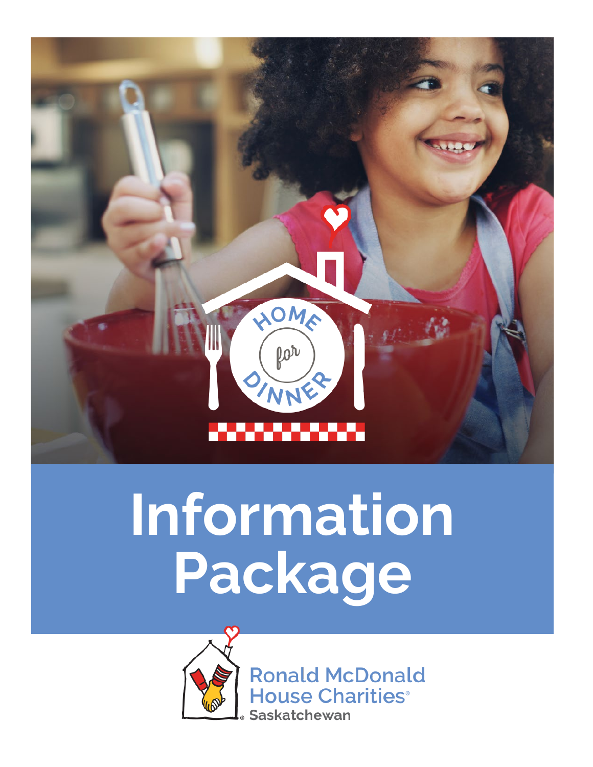HOME for DINNER

# Information Package

Ronald McDonald House Charities® Saskatchewan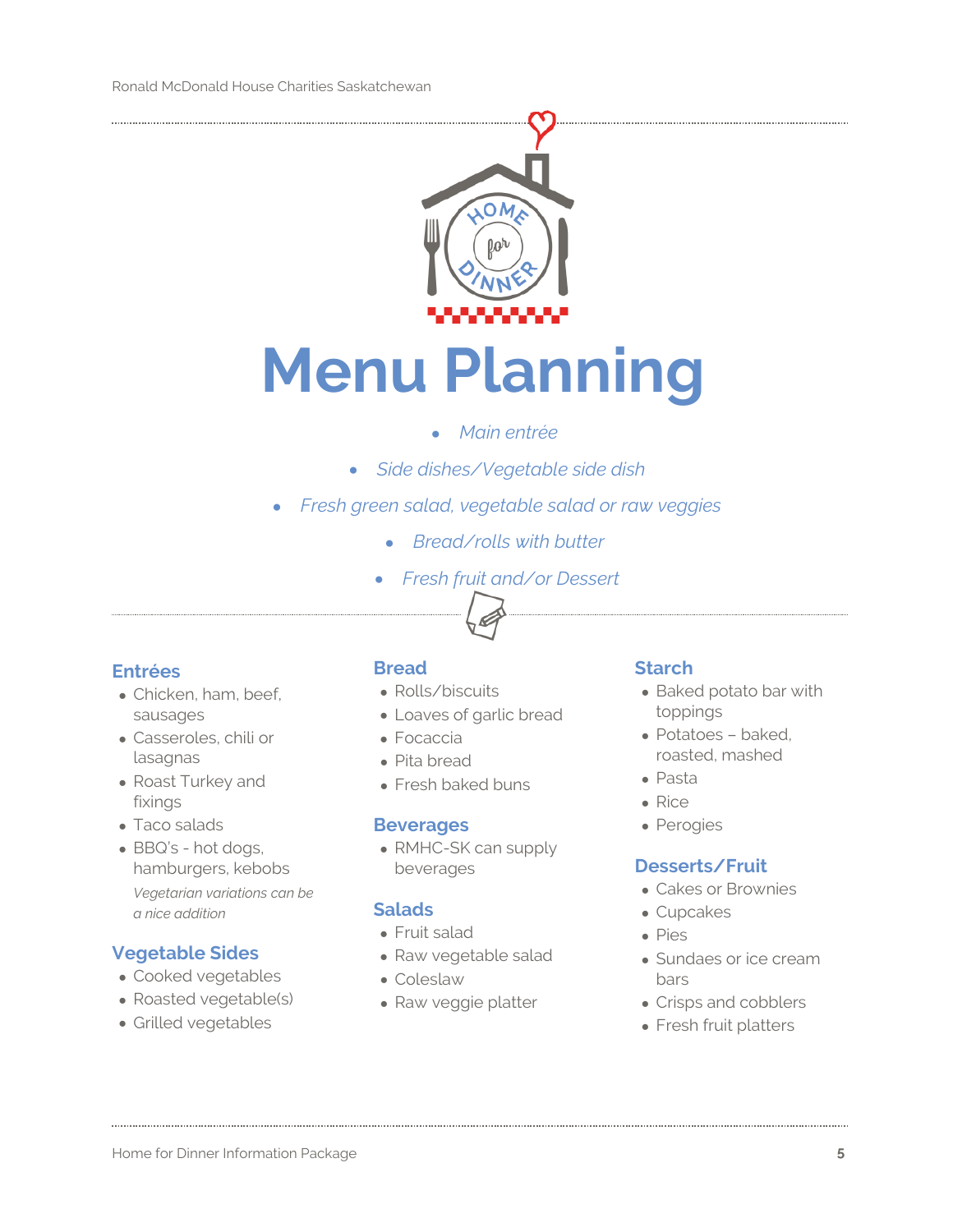# Menu Planning

- *Main entrée*
- *Side dishes/Vegetable side dish*
- *Fresh green salad, vegetable salad or raw veggies*
- *Bread/rolls with butter*
- *Fresh fruit and/or Dessert*

## Entrées

- Chicken, ham, beef, sausages
- Casseroles, chili or lasagnas
- Roast Turkey and fixings
- Taco salads
- BBQ's - hot dogs, hamburgers, kebobs

*Vegetarian variations can be a nice addition*

## Vegetable Sides

- Cooked vegetables
- Roasted vegetable(s)
- Grilled vegetables

## Bread

- Rolls/biscuits
- Loaves of garlic bread
- Focaccia
- Pita bread
- Fresh baked buns

## Beverages

- RMHC-SK can supply beverages

## Salads

- Fruit salad
- Raw vegetable salad
- Coleslaw
- Raw veggie platter

## Starch

- Baked potato bar with toppings
- Potatoes – baked, roasted, mashed
- Pasta
- Rice
- Perogies

## Desserts/Fruit

- Cakes or Brownies
- Cupcakes
- Pies
- Sundaes or ice cream bars
- Crisps and cobblers
- Fresh fruit platters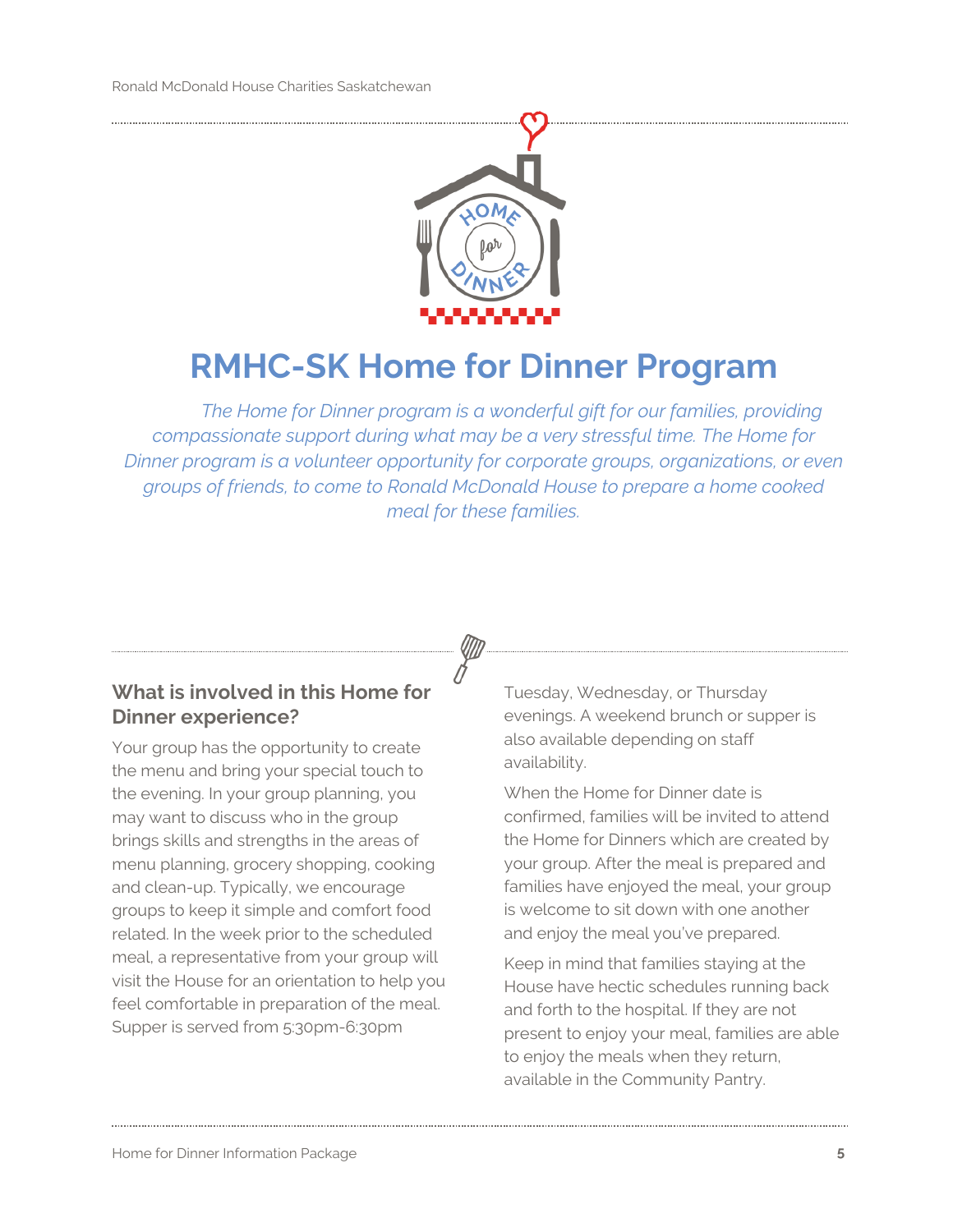# RMHC-SK Home for Dinner Program

*The Home for Dinner program is a wonderful gift for our families, providing compassionate support during what may be a very stressful time. The Home for Dinner program is a volunteer opportunity for corporate groups, organizations, or even groups of friends, to come to Ronald McDonald House to prepare a home cooked meal for these families.*

## What is involved in this Home for Dinner experience?

Your group has the opportunity to create the menu and bring your special touch to the evening. In your group planning, you may want to discuss who in the group brings skills and strengths in the areas of menu planning, grocery shopping, cooking and clean-up. Typically, we encourage groups to keep it simple and comfort food related. In the week prior to the scheduled meal, a representative from your group will visit the House for an orientation to help you feel comfortable in preparation of the meal. Supper is served from 5:30pm-6:30pm Tuesday, Wednesday, or Thursday evenings. A weekend brunch or supper is also available depending on staff availability.

When the Home for Dinner date is confirmed, families will be invited to attend the Home for Dinners which are created by your group. After the meal is prepared and families have enjoyed the meal, your group is welcome to sit down with one another and enjoy the meal you've prepared.

Keep in mind that families staying at the House have hectic schedules running back and forth to the hospital. If they are not present to enjoy your meal, families are able to enjoy the meals when they return, available in the Community Pantry.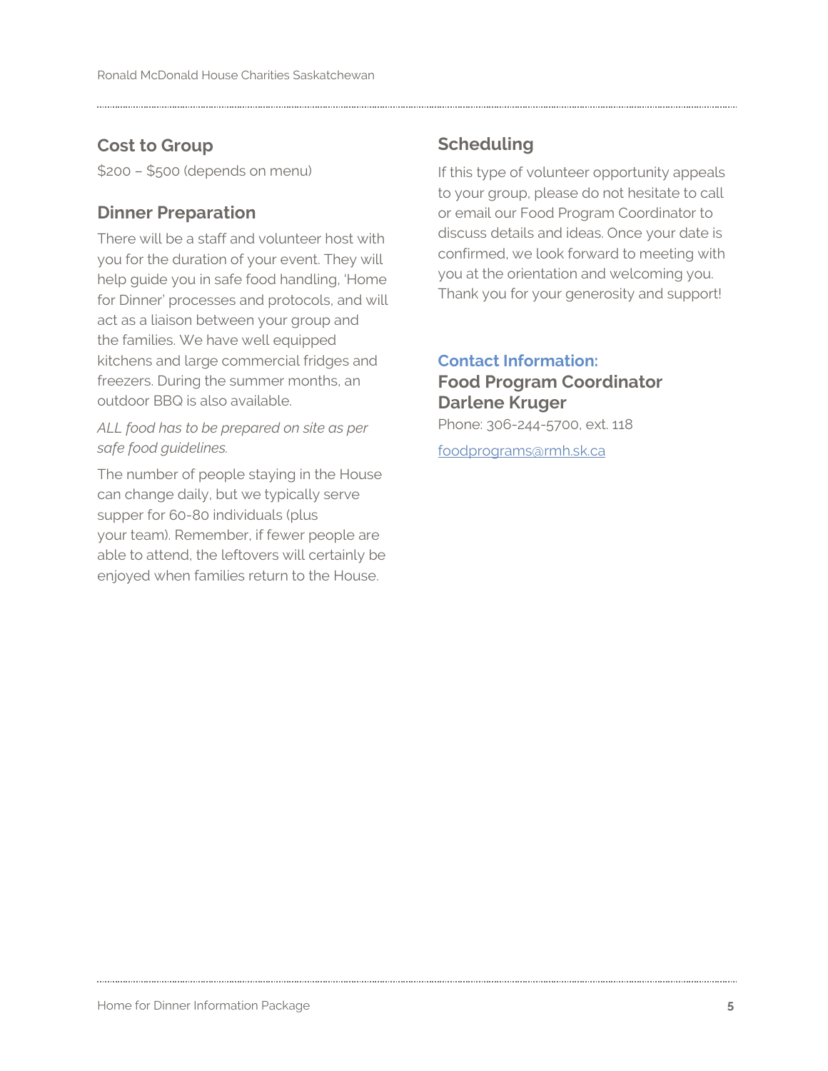## Cost to Group

$200 – $500 (depends on menu)

## Dinner Preparation

There will be a staff and volunteer host with you for the duration of your event. They will help guide you in safe food handling, 'Home for Dinner' processes and protocols, and will act as a liaison between your group and the families. We have well equipped kitchens and large commercial fridges and freezers. During the summer months, an outdoor BBQ is also available.

*ALL food has to be prepared on site as per safe food guidelines.*

The number of people staying in the House can change daily, but we typically serve supper for 60-80 individuals (plus your team). Remember, if fewer people are able to attend, the leftovers will certainly be enjoyed when families return to the House.

## Scheduling

If this type of volunteer opportunity appeals to your group, please do not hesitate to call or email our Food Program Coordinator to discuss details and ideas. Once your date is confirmed, we look forward to meeting with you at the orientation and welcoming you. Thank you for your generosity and support!

**Contact Information:**

**Food Program Coordinator**
**Darlene Kruger**

Phone: 306-244-5700, ext. 118

[foodprograms@rmh.sk.ca](mailto:foodprograms@rmh.sk.ca)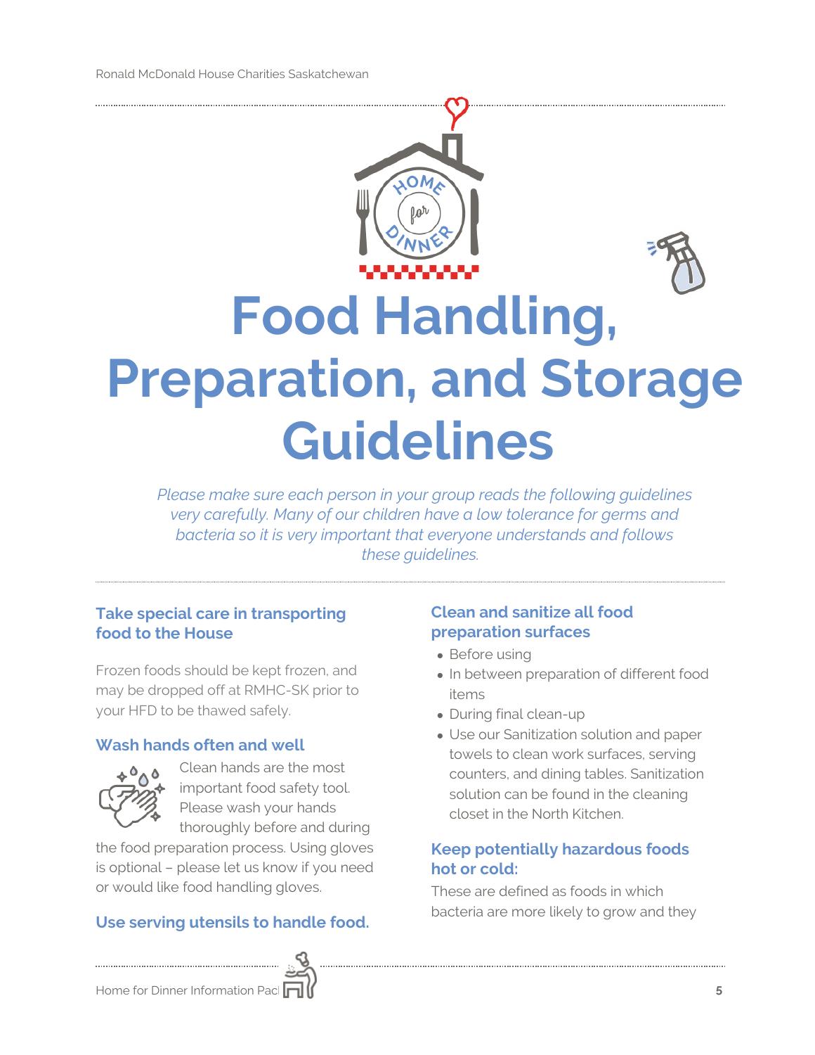# Food Handling, Preparation, and Storage Guidelines

*Please make sure each person in your group reads the following guidelines very carefully. Many of our children have a low tolerance for germs and bacteria so it is very important that everyone understands and follows these guidelines.*

### Take special care in transporting food to the House

Frozen foods should be kept frozen, and may be dropped off at RMHC-SK prior to your HFD to be thawed safely.

### Wash hands often and well

Clean hands are the most important food safety tool. Please wash your hands thoroughly before and during the food preparation process. Using gloves is optional – please let us know if you need or would like food handling gloves.

### Use serving utensils to handle food.

### Clean and sanitize all food preparation surfaces

- Before using
- In between preparation of different food items
- During final clean-up
- Use our Sanitization solution and paper towels to clean work surfaces, serving counters, and dining tables. Sanitization solution can be found in the cleaning closet in the North Kitchen.

### Keep potentially hazardous foods hot or cold:

These are defined as foods in which bacteria are more likely to grow and they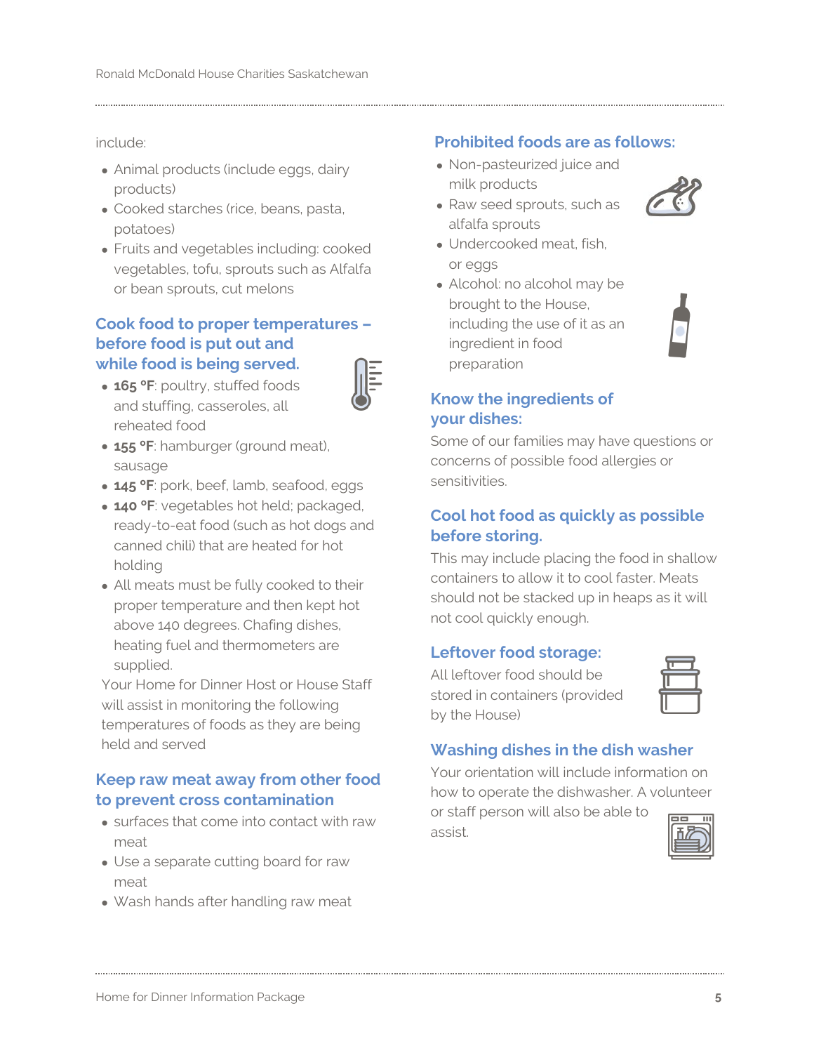include:

- Animal products (include eggs, dairy products)
- Cooked starches (rice, beans, pasta, potatoes)
- Fruits and vegetables including: cooked vegetables, tofu, sprouts such as Alfalfa or bean sprouts, cut melons

### Cook food to proper temperatures – before food is put out and while food is being served.

- **165 °F**: poultry, stuffed foods and stuffing, casseroles, all reheated food
- **155 °F**: hamburger (ground meat), sausage
- **145 °F**: pork, beef, lamb, seafood, eggs
- **140 °F**: vegetables hot held; packaged, ready-to-eat food (such as hot dogs and canned chili) that are heated for hot holding
- All meats must be fully cooked to their proper temperature and then kept hot above 140 degrees. Chafing dishes, heating fuel and thermometers are supplied.

Your Home for Dinner Host or House Staff will assist in monitoring the following temperatures of foods as they are being held and served

### Keep raw meat away from other food to prevent cross contamination

- surfaces that come into contact with raw meat
- Use a separate cutting board for raw meat
- Wash hands after handling raw meat

### Prohibited foods are as follows:

- Non-pasteurized juice and milk products
- Raw seed sprouts, such as alfalfa sprouts
- Undercooked meat, fish, or eggs
- Alcohol: no alcohol may be brought to the House, including the use of it as an ingredient in food preparation

### Know the ingredients of your dishes:

Some of our families may have questions or concerns of possible food allergies or sensitivities.

### Cool hot food as quickly as possible before storing.

This may include placing the food in shallow containers to allow it to cool faster. Meats should not be stacked up in heaps as it will not cool quickly enough.

### Leftover food storage:

All leftover food should be stored in containers (provided by the House)

### Washing dishes in the dish washer

Your orientation will include information on how to operate the dishwasher. A volunteer or staff person will also be able to assist.